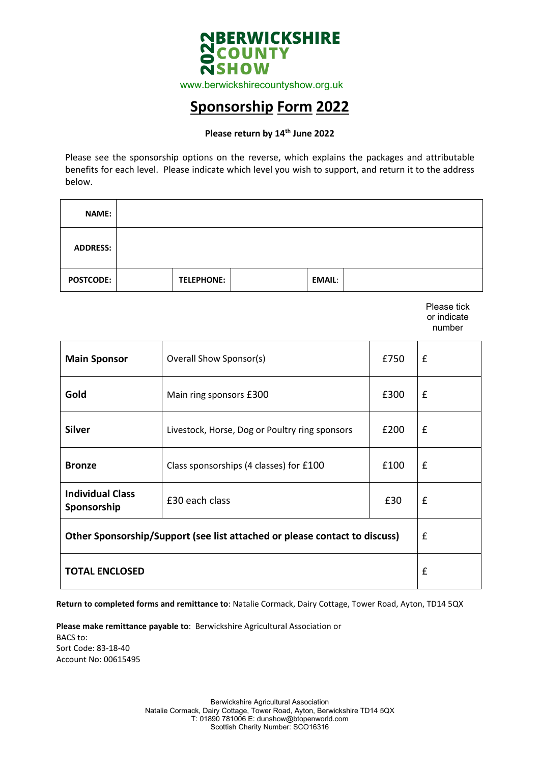**2022 BERWICKSHIRE COUNTY SHOW**

www.berwickshirecountyshow.org.uk

# Sponsorship Form 2022

**Please return by 14th June 2022**

Please see the sponsorship options on the reverse, which explains the packages and attributable benefits for each level. Please indicate which level you wish to support, and return it to the address below.

| **NAME:** | | | | | |
|---|---|---|---|---|---|
| **ADDRESS:** | | | | | |
| **POSTCODE:** | | **TELEPHONE:** | | **EMAIL:** | |

Please tick or indicate number

| | | | |
|---|---|---|---|
| **Main Sponsor** | Overall Show Sponsor(s) | £750 | £ |
| **Gold** | Main ring sponsors £300 | £300 | £ |
| **Silver** | Livestock, Horse, Dog or Poultry ring sponsors | £200 | £ |
| **Bronze** | Class sponsorships (4 classes) for £100 | £100 | £ |
| **Individual Class Sponsorship** | £30 each class | £30 | £ |
| **Other Sponsorship/Support (see list attached or please contact to discuss)** | | | £ |
| **TOTAL ENCLOSED** | | | £ |

**Return to completed forms and remittance to**: Natalie Cormack, Dairy Cottage, Tower Road, Ayton, TD14 5QX

**Please make remittance payable to**: Berwickshire Agricultural Association or
BACS to:
Sort Code: 83-18-40
Account No: 00615495

Berwickshire Agricultural Association
Natalie Cormack, Dairy Cottage, Tower Road, Ayton, Berwickshire TD14 5QX
T: 01890 781006 E: dunshow@btopenworld.com
Scottish Charity Number: SCO16316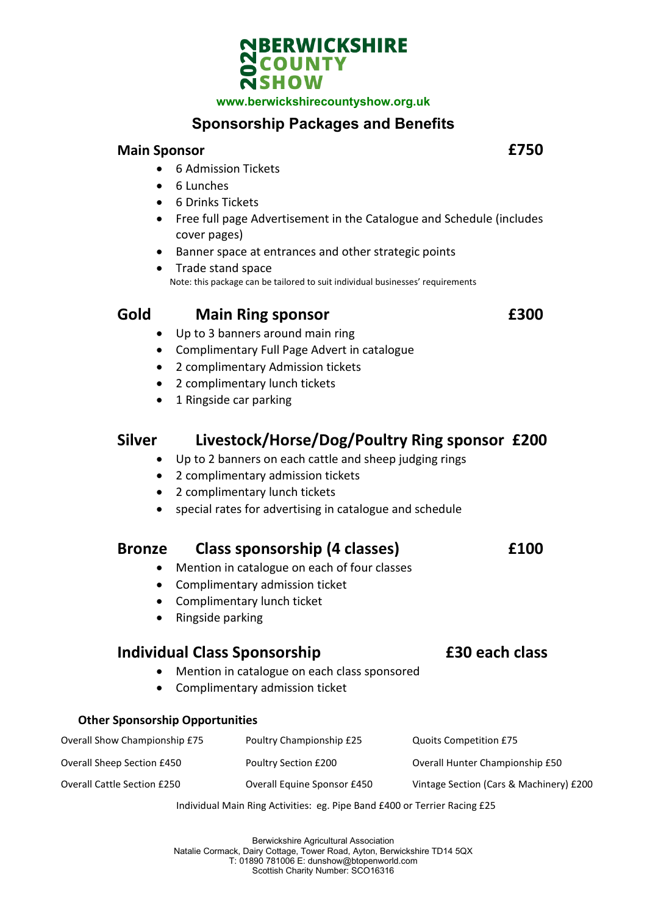# 2022 BERWICKSHIRE COUNTY SHOW

www.berwickshirecountyshow.org.uk

## Sponsorship Packages and Benefits

### Main Sponsor £750

- 6 Admission Tickets
- 6 Lunches
- 6 Drinks Tickets
- Free full page Advertisement in the Catalogue and Schedule (includes cover pages)
- Banner space at entrances and other strategic points
- Trade stand space

Note: this package can be tailored to suit individual businesses' requirements

### Gold Main Ring sponsor £300

- Up to 3 banners around main ring
- Complimentary Full Page Advert in catalogue
- 2 complimentary Admission tickets
- 2 complimentary lunch tickets
- 1 Ringside car parking

### Silver Livestock/Horse/Dog/Poultry Ring sponsor £200

- Up to 2 banners on each cattle and sheep judging rings
- 2 complimentary admission tickets
- 2 complimentary lunch tickets
- special rates for advertising in catalogue and schedule

### Bronze Class sponsorship (4 classes) £100

- Mention in catalogue on each of four classes
- Complimentary admission ticket
- Complimentary lunch ticket
- Ringside parking

### Individual Class Sponsorship £30 each class

- Mention in catalogue on each class sponsored
- Complimentary admission ticket

#### Other Sponsorship Opportunities

| | | |
|---|---|---|
| Overall Show Championship £75 | Poultry Championship £25 | Quoits Competition £75 |
| Overall Sheep Section £450 | Poultry Section £200 | Overall Hunter Championship £50 |
| Overall Cattle Section £250 | Overall Equine Sponsor £450 | Vintage Section (Cars & Machinery) £200 |

Individual Main Ring Activities: eg. Pipe Band £400 or Terrier Racing £25

Berwickshire Agricultural Association
Natalie Cormack, Dairy Cottage, Tower Road, Ayton, Berwickshire TD14 5QX
T: 01890 781006 E: dunshow@btopenworld.com
Scottish Charity Number: SCO16316